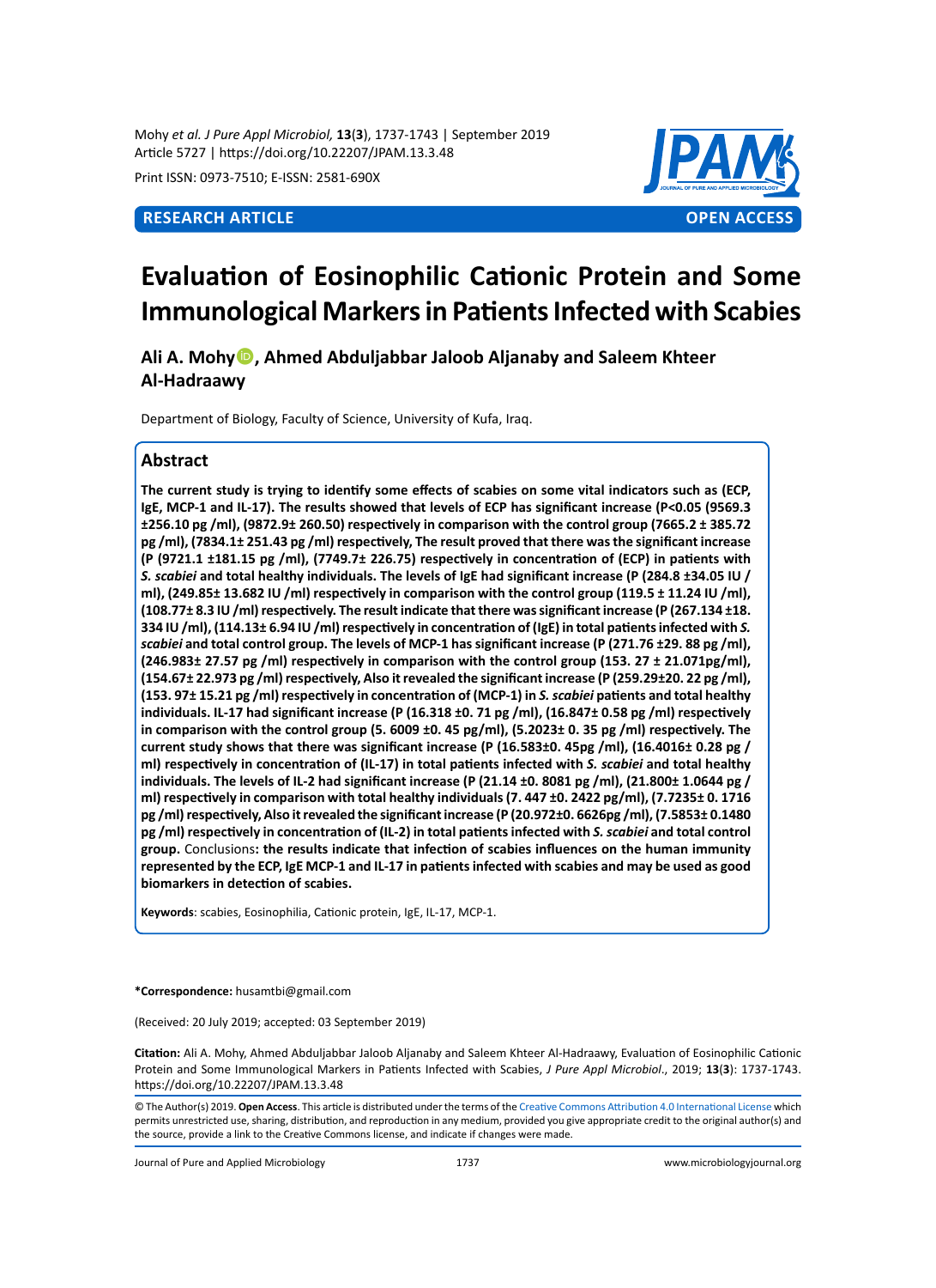Print ISSN: 0973-7510; E-ISSN: 2581-690X

**RESEARCH ARTICLE** **OPEN ACCESS**

# Evaluation of Eosinophilic Cationic Protein and Some Immunological Markers in Patients Infected with Scabies

**Ali A. Mohy, Ahmed Abduljabbar Jaloob Aljanaby and Saleem Khteer Al-Hadraawy**

Department of Biology, Faculty of Science, University of Kufa, Iraq.

## Abstract

**The current study is trying to identify some effects of scabies on some vital indicators such as (ECP, IgE, MCP-1 and IL-17). The results showed that levels of ECP has significant increase (P<0.05 (9569.3 ±256.10 pg /ml), (9872.9± 260.50) respectively in comparison with the control group (7665.2 ± 385.72 pg /ml), (7834.1± 251.43 pg /ml) respectively, The result proved that there was the significant increase (P (9721.1 ±181.15 pg /ml), (7749.7± 226.75) respectively in concentration of (ECP) in patients with *S. scabiei* and total healthy individuals. The levels of IgE had significant increase (P (284.8 ±34.05 IU / ml), (249.85± 13.682 IU /ml) respectively in comparison with the control group (119.5 ± 11.24 IU /ml), (108.77± 8.3 IU /ml) respectively. The result indicate that there was significant increase (P (267.134 ±18. 334 IU /ml), (114.13± 6.94 IU /ml) respectively in concentration of (IgE) in total patients infected with *S. scabiei* and total control group. The levels of MCP-1 has significant increase (P (271.76 ±29. 88 pg /ml), (246.983± 27.57 pg /ml) respectively in comparison with the control group (153. 27 ± 21.071pg/ml), (154.67± 22.973 pg /ml) respectively, Also it revealed the significant increase (P (259.29±20. 22 pg /ml), (153. 97± 15.21 pg /ml) respectively in concentration of (MCP-1) in *S. scabiei* patients and total healthy individuals. IL-17 had significant increase (P (16.318 ±0. 71 pg /ml), (16.847± 0.58 pg /ml) respectively in comparison with the control group (5. 6009 ±0. 45 pg/ml), (5.2023± 0. 35 pg /ml) respectively. The current study shows that there was significant increase (P (16.583±0. 45pg /ml), (16.4016± 0.28 pg / ml) respectively in concentration of (IL-17) in total patients infected with *S. scabiei* and total healthy individuals. The levels of IL-2 had significant increase (P (21.14 ±0. 8081 pg /ml), (21.800± 1.0644 pg / ml) respectively in comparison with total healthy individuals (7. 447 ±0. 2422 pg/ml), (7.7235± 0. 1716 pg /ml) respectively, Also it revealed the significant increase (P (20.972±0. 6626pg /ml), (7.5853± 0.1480 pg /ml) respectively in concentration of (IL-2) in total patients infected with *S. scabiei* and total control group.** Conclusions**: the results indicate that infection of scabies influences on the human immunity represented by the ECP, IgE MCP-1 and IL-17 in patients infected with scabies and may be used as good biomarkers in detection of scabies.**

**Keywords**: scabies, Eosinophilia, Cationic protein, IgE, IL-17, MCP-1.

**\*Correspondence:** husamtbi@gmail.com

(Received: 20 July 2019; accepted: 03 September 2019)

**Citation:** Ali A. Mohy, Ahmed Abduljabbar Jaloob Aljanaby and Saleem Khteer Al-Hadraawy, Evaluation of Eosinophilic Cationic Protein and Some Immunological Markers in Patients Infected with Scabies, *J Pure Appl Microbiol*., 2019; **13**(**3**): 1737-1743. https://doi.org/10.22207/JPAM.13.3.48

© The Author(s) 2019. **Open Access**. This article is distributed under the terms of the Creative Commons Attribution 4.0 International License which permits unrestricted use, sharing, distribution, and reproduction in any medium, provided you give appropriate credit to the original author(s) and the source, provide a link to the Creative Commons license, and indicate if changes were made.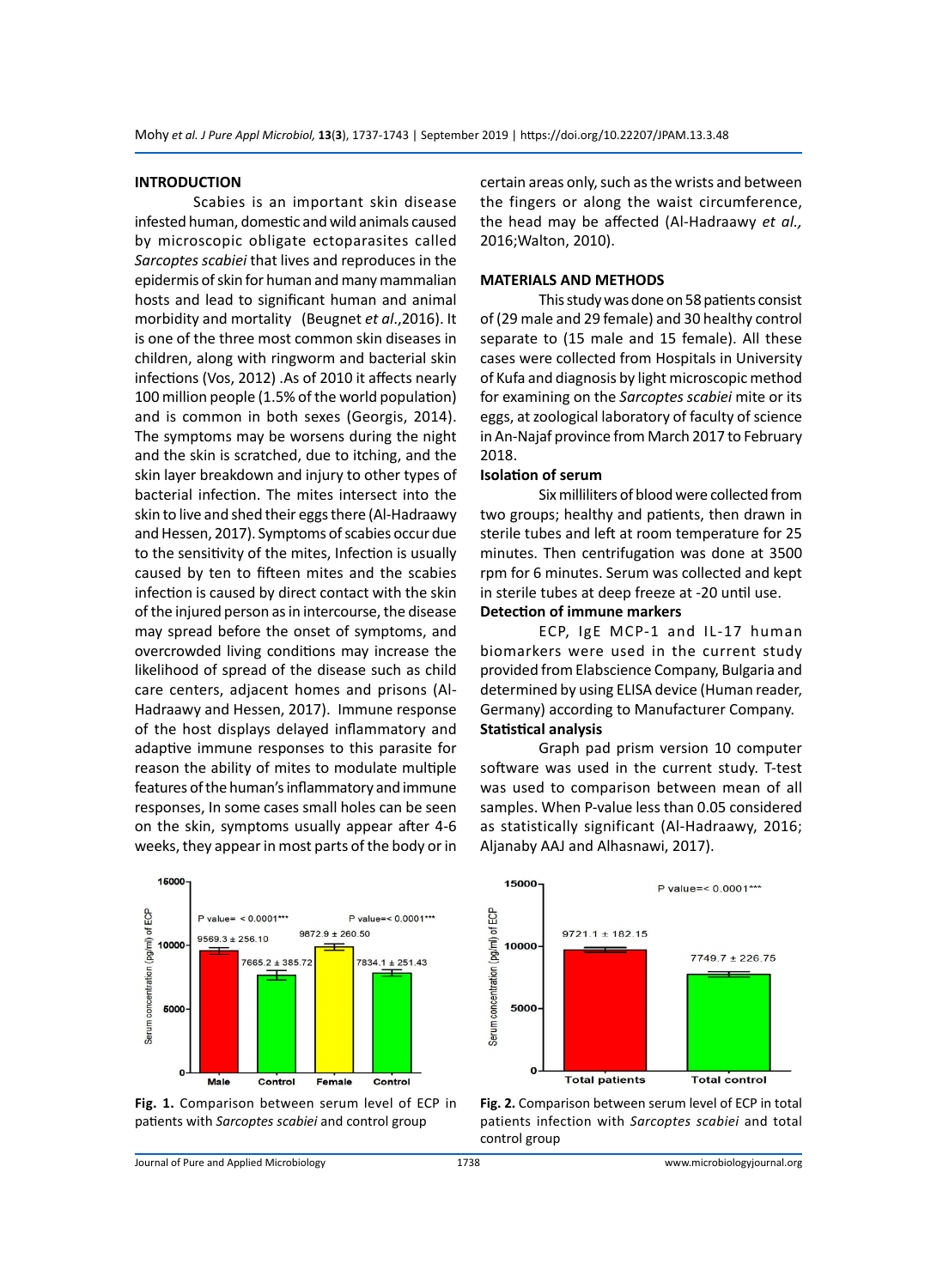## INTRODUCTION

Scabies is an important skin disease infested human, domestic and wild animals caused by microscopic obligate ectoparasites called *Sarcoptes scabiei* that lives and reproduces in the epidermis of skin for human and many mammalian hosts and lead to significant human and animal morbidity and mortality (Beugnet *et al*.,2016). It is one of the three most common skin diseases in children, along with ringworm and bacterial skin infections (Vos, 2012) .As of 2010 it affects nearly 100 million people (1.5% of the world population) and is common in both sexes (Georgis, 2014). The symptoms may be worsens during the night and the skin is scratched, due to itching, and the skin layer breakdown and injury to other types of bacterial infection. The mites intersect into the skin to live and shed their eggs there (Al-Hadraawy and Hessen, 2017). Symptoms of scabies occur due to the sensitivity of the mites, Infection is usually caused by ten to fifteen mites and the scabies infection is caused by direct contact with the skin of the injured person as in intercourse, the disease may spread before the onset of symptoms, and overcrowded living conditions may increase the likelihood of spread of the disease such as child care centers, adjacent homes and prisons (Al-Hadraawy and Hessen, 2017). Immune response of the host displays delayed inflammatory and adaptive immune responses to this parasite for reason the ability of mites to modulate multiple features of the human's inflammatory and immune responses, In some cases small holes can be seen on the skin, symptoms usually appear after 4-6 weeks, they appear in most parts of the body or in certain areas only, such as the wrists and between the fingers or along the waist circumference, the head may be affected (Al-Hadraawy *et al.,* 2016;Walton, 2010).

## MATERIALS AND METHODS

This study was done on 58 patients consist of (29 male and 29 female) and 30 healthy control separate to (15 male and 15 female). All these cases were collected from Hospitals in University of Kufa and diagnosis by light microscopic method for examining on the *Sarcoptes scabiei* mite or its eggs, at zoological laboratory of faculty of science in An-Najaf province from March 2017 to February 2018.

### Isolation of serum

Six milliliters of blood were collected from two groups; healthy and patients, then drawn in sterile tubes and left at room temperature for 25 minutes. Then centrifugation was done at 3500 rpm for 6 minutes. Serum was collected and kept in sterile tubes at deep freeze at -20 until use.

### Detection of immune markers

ECP, IgE MCP-1 and IL-17 human biomarkers were used in the current study provided from Elabscience Company, Bulgaria and determined by using ELISA device (Human reader, Germany) according to Manufacturer Company.

### Statistical analysis

Graph pad prism version 10 computer software was used in the current study. T-test was used to comparison between mean of all samples. When P-value less than 0.05 considered as statistically significant (Al-Hadraawy, 2016; Aljanaby AAJ and Alhasnawi, 2017).

**Fig. 1.** Comparison between serum level of ECP in patients with *Sarcoptes scabiei* and control group

**Fig. 2.** Comparison between serum level of ECP in total patients infection with *Sarcoptes scabiei* and total control group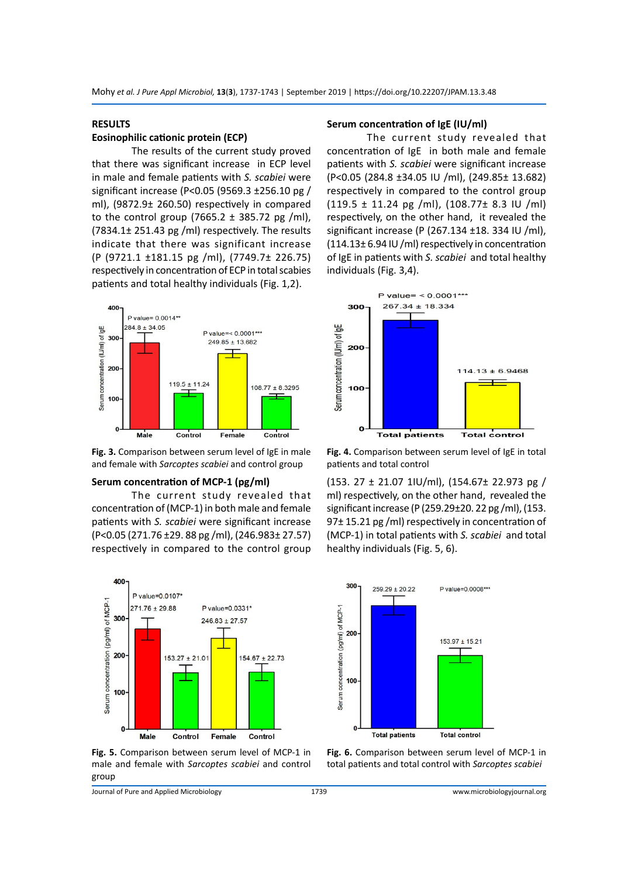## RESULTS

### Eosinophilic cationic protein (ECP)

The results of the current study proved that there was significant increase in ECP level in male and female patients with *S. scabiei* were significant increase (P<0.05 (9569.3 ±256.10 pg / ml), (9872.9± 260.50) respectively in compared to the control group (7665.2 ± 385.72 pg /ml), (7834.1± 251.43 pg /ml) respectively. The results indicate that there was significant increase (P (9721.1 ±181.15 pg /ml), (7749.7± 226.75) respectively in concentration of ECP in total scabies patients and total healthy individuals (Fig. 1,2).

### Serum concentration of IgE (IU/ml)

The current study revealed that concentration of IgE in both male and female patients with *S. scabiei* were significant increase (P<0.05 (284.8 ±34.05 IU /ml), (249.85± 13.682) respectively in compared to the control group (119.5 ± 11.24 pg /ml), (108.77± 8.3 IU /ml) respectively, on the other hand, it revealed the significant increase (P (267.134 ±18. 334 IU /ml), (114.13± 6.94 IU /ml) respectively in concentration of IgE in patients with *S. scabiei* and total healthy individuals (Fig. 3,4).

**Fig. 3.** Comparison between serum level of IgE in male and female with *Sarcoptes scabiei* and control group

**Fig. 4.** Comparison between serum level of IgE in total patients and total control

### Serum concentration of MCP-1 (pg/ml)

The current study revealed that concentration of (MCP-1) in both male and female patients with *S. scabiei* were significant increase (P<0.05 (271.76 ±29. 88 pg /ml), (246.983± 27.57) respectively in compared to the control group (153. 27 ± 21.07 1IU/ml), (154.67± 22.973 pg / ml) respectively, on the other hand, revealed the significant increase (P (259.29±20. 22 pg /ml), (153. 97± 15.21 pg /ml) respectively in concentration of (MCP-1) in total patients with *S. scabiei* and total healthy individuals (Fig. 5, 6).

**Fig. 5.** Comparison between serum level of MCP-1 in male and female with *Sarcoptes scabiei* and control group

**Fig. 6.** Comparison between serum level of MCP-1 in total patients and total control with *Sarcoptes scabiei*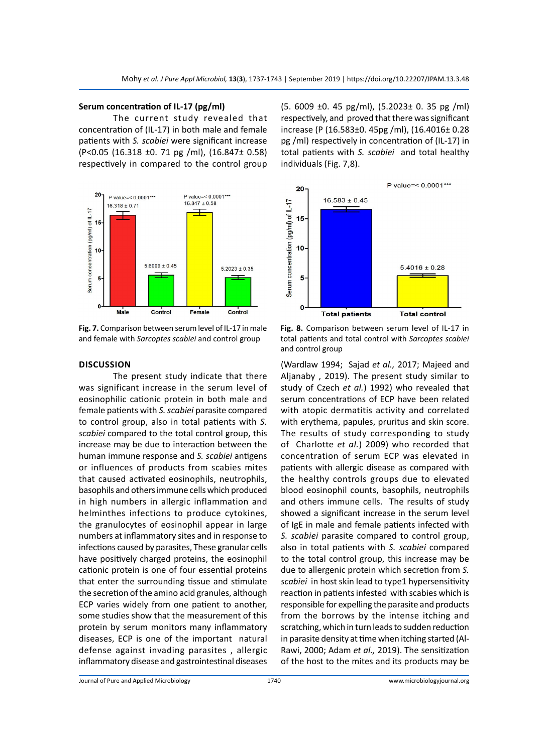### Serum concentration of IL-17 (pg/ml)

The current study revealed that concentration of (IL-17) in both male and female patients with *S. scabiei* were significant increase (P<0.05 (16.318 ±0. 71 pg /ml), (16.847± 0.58) respectively in compared to the control group (5. 6009 ±0. 45 pg/ml), (5.2023± 0. 35 pg /ml) respectively, and proved that there was significant increase (P (16.583±0. 45pg /ml), (16.4016± 0.28 pg /ml) respectively in concentration of (IL-17) in total patients with *S. scabiei* and total healthy individuals (Fig. 7,8).

**Fig. 7.** Comparison between serum level of IL-17 in male and female with *Sarcoptes scabiei* and control group

**Fig. 8.** Comparison between serum level of IL-17 in total patients and total control with *Sarcoptes scabiei* and control group

## DISCUSSION

The present study indicate that there was significant increase in the serum level of eosinophilic cationic protein in both male and female patients with *S. scabiei* parasite compared to control group, also in total patients with *S. scabiei* compared to the total control group, this increase may be due to interaction between the human immune response and *S. scabiei* antigens or influences of products from scabies mites that caused activated eosinophils, neutrophils, basophils and others immune cells which produced in high numbers in allergic inflammation and helminthes infections to produce cytokines, the granulocytes of eosinophil appear in large numbers at inflammatory sites and in response to infections caused by parasites, These granular cells have positively charged proteins, the eosinophil cationic protein is one of four essential proteins that enter the surrounding tissue and stimulate the secretion of the amino acid granules, although ECP varies widely from one patient to another, some studies show that the measurement of this protein by serum monitors many inflammatory diseases, ECP is one of the important natural defense against invading parasites , allergic inflammatory disease and gastrointestinal diseases (Wardlaw 1994; Sajad *et al.,* 2017; Majeed and Aljanaby , 2019). The present study similar to study of Czech *et al.*) 1992) who revealed that serum concentrations of ECP have been related with atopic dermatitis activity and correlated with erythema, papules, pruritus and skin score. The results of study corresponding to study of Charlotte *et al.*) 2009) who recorded that concentration of serum ECP was elevated in patients with allergic disease as compared with the healthy controls groups due to elevated blood eosinophil counts, basophils, neutrophils and others immune cells. The results of study showed a significant increase in the serum level of IgE in male and female patients infected with *S. scabiei* parasite compared to control group, also in total patients with *S. scabiei* compared to the total control group, this increase may be due to allergenic protein which secretion from *S. scabiei* in host skin lead to type1 hypersensitivity reaction in patients infested with scabies which is responsible for expelling the parasite and products from the borrows by the intense itching and scratching, which in turn leads to sudden reduction in parasite density at time when itching started (Al-Rawi, 2000; Adam *et al.,* 2019). The sensitization of the host to the mites and its products may be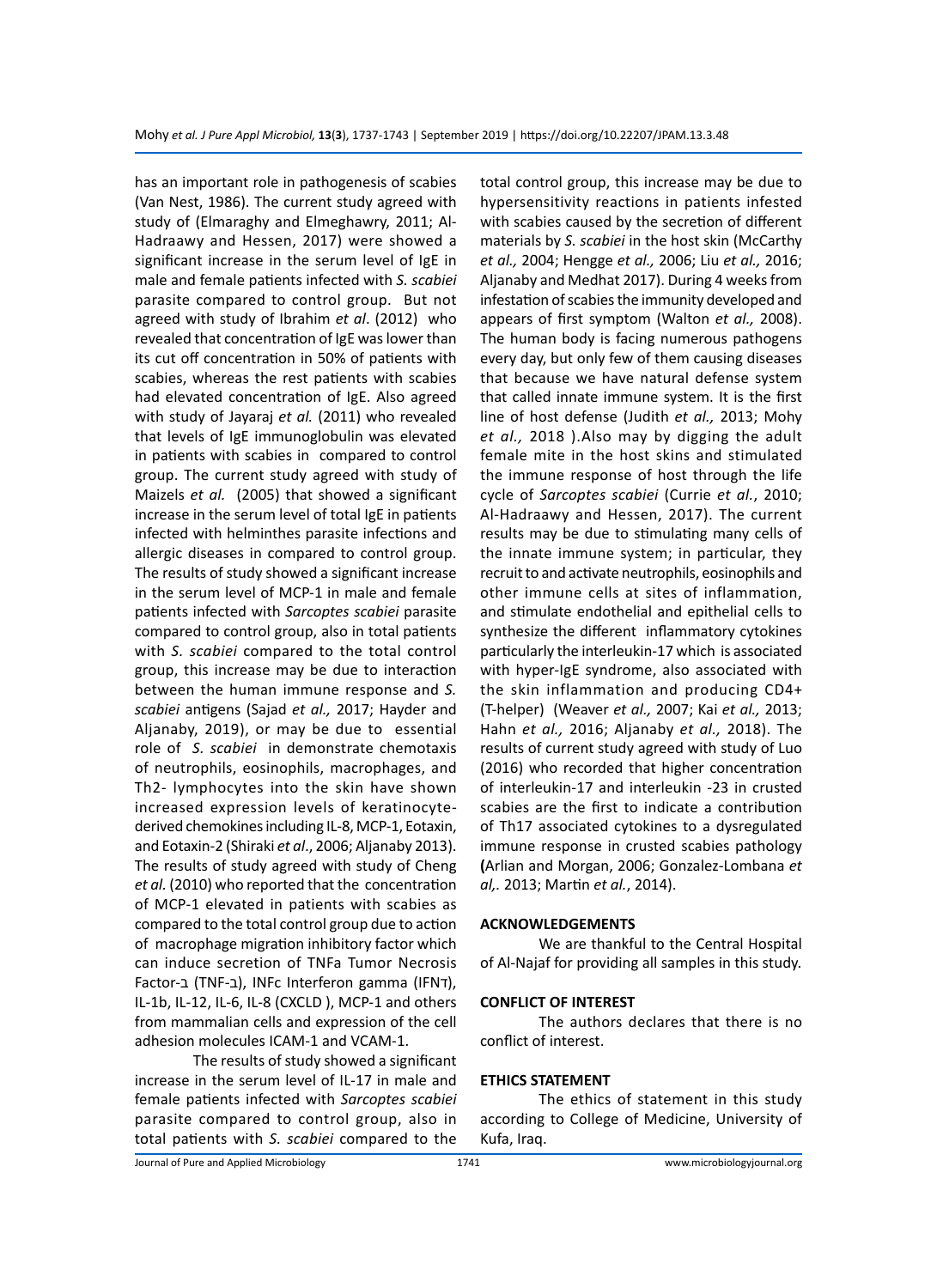has an important role in pathogenesis of scabies (Van Nest, 1986). The current study agreed with study of (Elmaraghy and Elmeghawry, 2011; Al-Hadraawy and Hessen, 2017) were showed a significant increase in the serum level of IgE in male and female patients infected with *S. scabiei* parasite compared to control group. But not agreed with study of Ibrahim *et al*. (2012) who revealed that concentration of IgE was lower than its cut off concentration in 50% of patients with scabies, whereas the rest patients with scabies had elevated concentration of IgE. Also agreed with study of Jayaraj *et al.* (2011) who revealed that levels of IgE immunoglobulin was elevated in patients with scabies in compared to control group. The current study agreed with study of Maizels *et al.* (2005) that showed a significant increase in the serum level of total IgE in patients infected with helminthes parasite infections and allergic diseases in compared to control group. The results of study showed a significant increase in the serum level of MCP-1 in male and female patients infected with *Sarcoptes scabiei* parasite compared to control group, also in total patients with *S. scabiei* compared to the total control group, this increase may be due to interaction between the human immune response and *S. scabiei* antigens (Sajad *et al.,* 2017; Hayder and Aljanaby, 2019), or may be due to essential role of *S. scabiei* in demonstrate chemotaxis of neutrophils, eosinophils, macrophages, and Th2- lymphocytes into the skin have shown increased expression levels of keratinocyte-derived chemokines including IL-8, MCP-1, Eotaxin, and Eotaxin-2 (Shiraki *et al*., 2006; Aljanaby 2013). The results of study agreed with study of Cheng *et al.* (2010) who reported that the concentration of MCP-1 elevated in patients with scabies as compared to the total control group due to action of macrophage migration inhibitory factor which can induce secretion of TNFa Tumor Necrosis Factor-ב (TNF-ב), INFc Interferon gamma (IFNד), IL-1b, IL-12, IL-6, IL-8 (CXCLD ), MCP-1 and others from mammalian cells and expression of the cell adhesion molecules ICAM-1 and VCAM-1.

The results of study showed a significant increase in the serum level of IL-17 in male and female patients infected with *Sarcoptes scabiei* parasite compared to control group, also in total patients with *S. scabiei* compared to the total control group, this increase may be due to hypersensitivity reactions in patients infested with scabies caused by the secretion of different materials by *S. scabiei* in the host skin (McCarthy *et al.,* 2004; Hengge *et al.,* 2006; Liu *et al.,* 2016; Aljanaby and Medhat 2017). During 4 weeks from infestation of scabies the immunity developed and appears of first symptom (Walton *et al.,* 2008). The human body is facing numerous pathogens every day, but only few of them causing diseases that because we have natural defense system that called innate immune system. It is the first line of host defense (Judith *et al.,* 2013; Mohy *et al.,* 2018 ).Also may by digging the adult female mite in the host skins and stimulated the immune response of host through the life cycle of *Sarcoptes scabiei* (Currie *et al.*, 2010; Al-Hadraawy and Hessen, 2017). The current results may be due to stimulating many cells of the innate immune system; in particular, they recruit to and activate neutrophils, eosinophils and other immune cells at sites of inflammation, and stimulate endothelial and epithelial cells to synthesize the different inflammatory cytokines particularly the interleukin-17 which is associated with hyper-IgE syndrome, also associated with the skin inflammation and producing CD4+ (T-helper) (Weaver *et al.,* 2007; Kai *et al.,* 2013; Hahn *et al.,* 2016; Aljanaby *et al.,* 2018). The results of current study agreed with study of Luo (2016) who recorded that higher concentration of interleukin-17 and interleukin -23 in crusted scabies are the first to indicate a contribution of Th17 associated cytokines to a dysregulated immune response in crusted scabies pathology **(**Arlian and Morgan, 2006; Gonzalez-Lombana *et al,.* 2013; Martin *et al.*, 2014).

## ACKNOWLEDGEMENTS

We are thankful to the Central Hospital of Al-Najaf for providing all samples in this study.

## CONFLICT OF INTEREST

The authors declares that there is no conflict of interest.

## ETHICS STATEMENT

The ethics of statement in this study according to College of Medicine, University of Kufa, Iraq.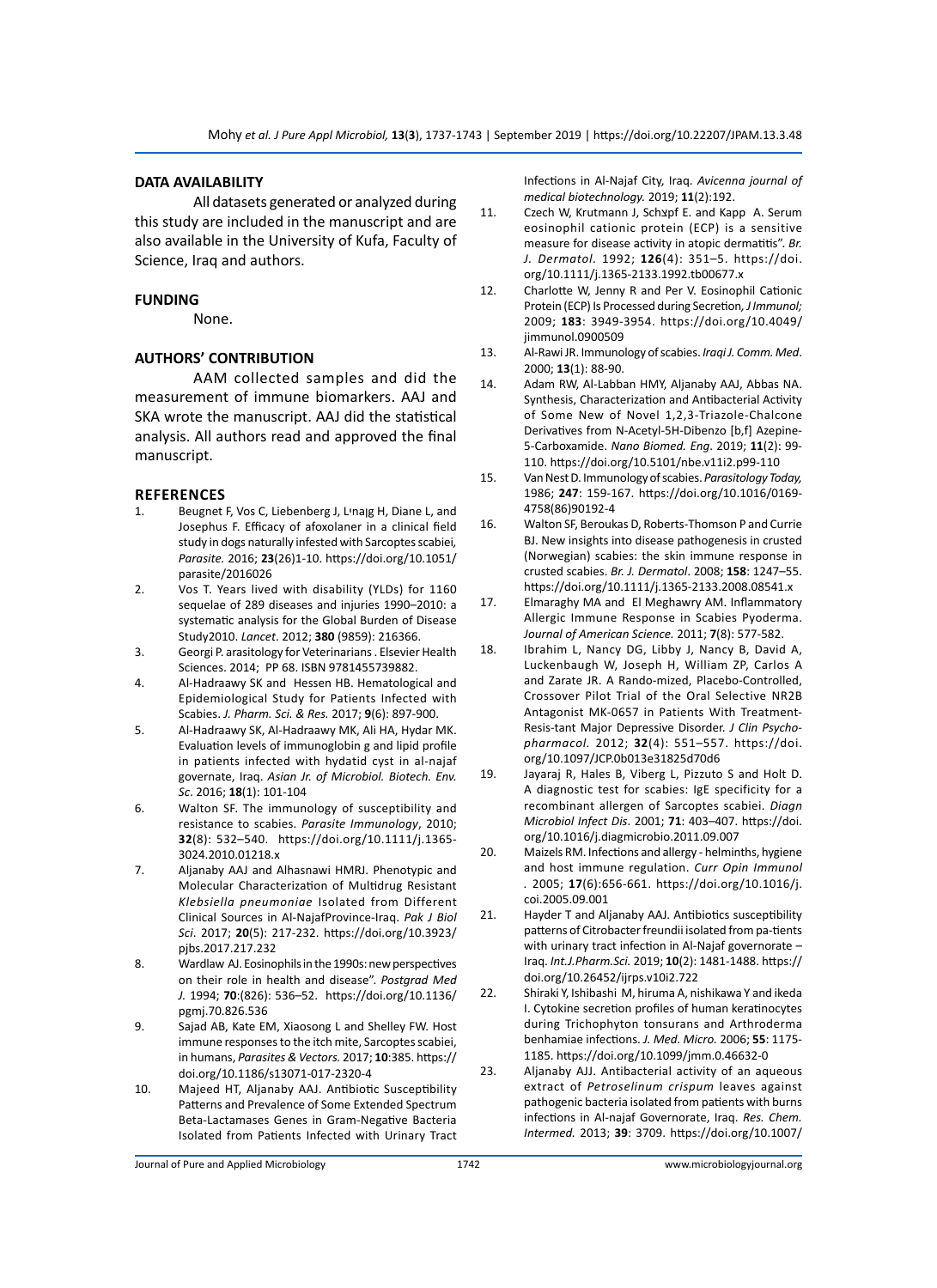## DATA AVAILABILITY

All datasets generated or analyzed during this study are included in the manuscript and are also available in the University of Kufa, Faculty of Science, Iraq and authors.

## FUNDING

None.

## AUTHORS' CONTRIBUTION

AAM collected samples and did the measurement of immune biomarkers. AAJ and SKA wrote the manuscript. AAJ did the statistical analysis. All authors read and approved the final manuscript.

## REFERENCES

1. Beugnet F, Vos C, Liebenberg J, Lᵗnaȷg H, Diane L, and Josephus F. Efficacy of afoxolaner in a clinical field study in dogs naturally infested with Sarcoptes scabiei, *Parasite.* 2016; **23**(26)1-10. https://doi.org/10.1051/parasite/2016026
2. Vos T. Years lived with disability (YLDs) for 1160 sequelae of 289 diseases and injuries 1990–2010: a systematic analysis for the Global Burden of Disease Study2010. *Lancet*. 2012; **380** (9859): 216366.
3. Georgi P. arasitology for Veterinarians . Elsevier Health Sciences. 2014; PP 68. ISBN 9781455739882.
4. Al-Hadraawy SK and Hessen HB. Hematological and Epidemiological Study for Patients Infected with Scabies. *J. Pharm. Sci. & Res.* 2017; **9**(6): 897-900.
5. Al-Hadraawy SK, Al-Hadraawy MK, Ali HA, Hydar MK. Evaluation levels of immunoglobin g and lipid profile in patients infected with hydatid cyst in al-najaf governate, Iraq. *Asian Jr. of Microbiol. Biotech. Env. Sc*. 2016; **18**(1): 101-104
6. Walton SF. The immunology of susceptibility and resistance to scabies. *Parasite Immunology*, 2010; **32**(8): 532–540. https://doi.org/10.1111/j.1365-3024.2010.01218.x
7. Aljanaby AAJ and Alhasnawi HMRJ. Phenotypic and Molecular Characterization of Multidrug Resistant *Klebsiella pneumoniae* Isolated from Different Clinical Sources in Al-NajafProvince-Iraq. *Pak J Biol Sci*. 2017; **20**(5): 217-232. https://doi.org/10.3923/pjbs.2017.217.232
8. Wardlaw AJ. Eosinophils in the 1990s: new perspectives on their role in health and disease". *Postgrad Med J.* 1994; **70**:(826): 536–52. https://doi.org/10.1136/pgmj.70.826.536
9. Sajad AB, Kate EM, Xiaosong L and Shelley FW. Host immune responses to the itch mite, Sarcoptes scabiei, in humans, *Parasites & Vectors.* 2017; **10**:385. https://doi.org/10.1186/s13071-017-2320-4
10. Majeed HT, Aljanaby AAJ. Antibiotic Susceptibility Patterns and Prevalence of Some Extended Spectrum Beta-Lactamases Genes in Gram-Negative Bacteria Isolated from Patients Infected with Urinary Tract Infections in Al-Najaf City, Iraq. *Avicenna journal of medical biotechnology.* 2019; **11**(2):192.
11. Czech W, Krutmann J, Schɤpf E. and Kapp A. Serum eosinophil cationic protein (ECP) is a sensitive measure for disease activity in atopic dermatitis". *Br. J. Dermatol*. 1992; **126**(4): 351–5. https://doi.org/10.1111/j.1365-2133.1992.tb00677.x
12. Charlotte W, Jenny R and Per V. Eosinophil Cationic Protein (ECP) Is Processed during Secretion, *J Immunol;* 2009; **183**: 3949-3954. https://doi.org/10.4049/jimmunol.0900509
13. Al-Rawi JR. Immunology of scabies. *Iraqi J. Comm. Med*. 2000; **13**(1): 88-90.
14. Adam RW, Al-Labban HMY, Aljanaby AAJ, Abbas NA. Synthesis, Characterization and Antibacterial Activity of Some New of Novel 1,2,3-Triazole-Chalcone Derivatives from N-Acetyl-5H-Dibenzo [b,f] Azepine-5-Carboxamide. *Nano Biomed. Eng*. 2019; **11**(2): 99-110. https://doi.org/10.5101/nbe.v11i2.p99-110
15. Van Nest D. Immunology of scabies. *Parasitology Today,* 1986; **247**: 159-167. https://doi.org/10.1016/0169-4758(86)90192-4
16. Walton SF, Beroukas D, Roberts-Thomson P and Currie BJ. New insights into disease pathogenesis in crusted (Norwegian) scabies: the skin immune response in crusted scabies. *Br. J. Dermatol*. 2008; **158**: 1247–55. https://doi.org/10.1111/j.1365-2133.2008.08541.x
17. Elmaraghy MA and El Meghawry AM. Inflammatory Allergic Immune Response in Scabies Pyoderma. *Journal of American Science.* 2011; **7**(8): 577-582.
18. Ibrahim L, Nancy DG, Libby J, Nancy B, David A, Luckenbaugh W, Joseph H, William ZP, Carlos A and Zarate JR. A Rando-mized, Placebo-Controlled, Crossover Pilot Trial of the Oral Selective NR2B Antagonist MK-0657 in Patients With Treatment-Resis-tant Major Depressive Disorder. *J Clin Psycho-pharmacol*. 2012; **32**(4): 551–557. https://doi.org/10.1097/JCP.0b013e31825d70d6
19. Jayaraj R, Hales B, Viberg L, Pizzuto S and Holt D. A diagnostic test for scabies: IgE specificity for a recombinant allergen of Sarcoptes scabiei. *Diagn Microbiol Infect Dis*. 2001; **71**: 403–407. https://doi.org/10.1016/j.diagmicrobio.2011.09.007
20. Maizels RM. Infections and allergy - helminths, hygiene and host immune regulation. *Curr Opin Immunol* . 2005; **17**(6):656-661. https://doi.org/10.1016/j.coi.2005.09.001
21. Hayder T and Aljanaby AAJ. Antibiotics susceptibility patterns of Citrobacter freundii isolated from pa-tients with urinary tract infection in Al-Najaf governorate – Iraq. *Int.J.Pharm.Sci.* 2019; **10**(2): 1481-1488. https://doi.org/10.26452/ijrps.v10i2.722
22. Shiraki Y, Ishibashi M, hiruma A, nishikawa Y and ikeda I. Cytokine secretion profiles of human keratinocytes during Trichophyton tonsurans and Arthroderma benhamiae infections. *J. Med. Micro.* 2006; **55**: 1175-1185. https://doi.org/10.1099/jmm.0.46632-0
23. Aljanaby AJJ. Antibacterial activity of an aqueous extract of *Petroselinum crispum* leaves against pathogenic bacteria isolated from patients with burns infections in Al-najaf Governorate, Iraq. *Res. Chem. Intermed.* 2013; **39**: 3709. https://doi.org/10.1007/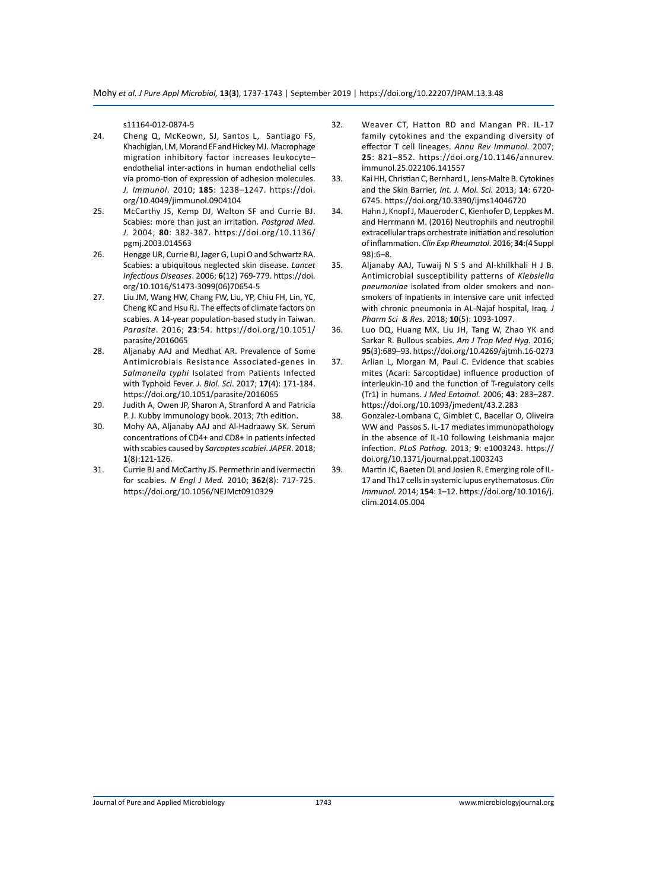s11164-012-0874-5

24. Cheng Q, McKeown, SJ, Santos L, Santiago FS, Khachigian, LM, Morand EF and Hickey MJ. Macrophage migration inhibitory factor increases leukocyte–endothelial inter-actions in human endothelial cells via promo-tion of expression of adhesion molecules. *J. Immunol*. 2010; **185**: 1238–1247. https://doi.org/10.4049/jimmunol.0904104
25. McCarthy JS, Kemp DJ, Walton SF and Currie BJ. Scabies: more than just an irritation. *Postgrad Med. J*. 2004; **80**: 382-387. https://doi.org/10.1136/pgmj.2003.014563
26. Hengge UR, Currie BJ, Jager G, Lupi O and Schwartz RA. Scabies: a ubiquitous neglected skin disease. *Lancet Infectious Diseases*. 2006; **6**(12) 769-779. https://doi.org/10.1016/S1473-3099(06)70654-5
27. Liu JM, Wang HW, Chang FW, Liu, YP, Chiu FH, Lin, YC, Cheng KC and Hsu RJ. The effects of climate factors on scabies. A 14-year population-based study in Taiwan. *Parasite*. 2016; **23**:54. https://doi.org/10.1051/parasite/2016065
28. Aljanaby AAJ and Medhat AR. Prevalence of Some Antimicrobials Resistance Associated-genes in *Salmonella typhi* Isolated from Patients Infected with Typhoid Fever. *J. Biol. Sci*. 2017; **17**(4): 171-184. https://doi.org/10.1051/parasite/2016065
29. Judith A, Owen JP, Sharon A, Stranford A and Patricia P. J. Kubby Immunology book. 2013; 7th edition.
30. Mohy AA, Aljanaby AAJ and Al-Hadraawy SK. Serum concentrations of CD4+ and CD8+ in patients infected with scabies caused by *Sarcoptes scabiei*. *JAPER*. 2018; **1**(8):121-126.
31. Currie BJ and McCarthy JS. Permethrin and ivermectin for scabies. *N Engl J Med.* 2010; **362**(8): 717-725. https://doi.org/10.1056/NEJMct0910329
32. Weaver CT, Hatton RD and Mangan PR. IL-17 family cytokines and the expanding diversity of effector T cell lineages. *Annu Rev Immunol.* 2007; **25**: 821–852. https://doi.org/10.1146/annurev.immunol.25.022106.141557
33. Kai HH, Christian C, Bernhard L, Jens-Malte B. Cytokines and the Skin Barrier, *Int. J. Mol. Sci.* 2013; **14**: 6720-6745. https://doi.org/10.3390/ijms14046720
34. Hahn J, Knopf J, Maueroder C, Kienhofer D, Leppkes M. and Herrmann M. (2016) Neutrophils and neutrophil extracellular traps orchestrate initiation and resolution of inflammation. *Clin Exp Rheumatol*. 2016; **34**:(4 Suppl 98):6–8.
35. Aljanaby AAJ, Tuwaij N S S and Al-khilkhali H J B. Antimicrobial susceptibility patterns of *Klebsiella pneumoniae* isolated from older smokers and non-smokers of inpatients in intensive care unit infected with chronic pneumonia in AL-Najaf hospital, Iraq. *J Pharm Sci & Res*. 2018; **10**(5): 1093-1097.
36. Luo DQ, Huang MX, Liu JH, Tang W, Zhao YK and Sarkar R. Bullous scabies. *Am J Trop Med Hyg.* 2016; **95**(3):689–93. https://doi.org/10.4269/ajtmh.16-0273
37. Arlian L, Morgan M, Paul C. Evidence that scabies mites (Acari: Sarcoptidae) influence production of interleukin-10 and the function of T-regulatory cells (Tr1) in humans. *J Med Entomol.* 2006; **43**: 283–287. https://doi.org/10.1093/jmedent/43.2.283
38. Gonzalez-Lombana C, Gimblet C, Bacellar O, Oliveira WW and Passos S. IL-17 mediates immunopathology in the absence of IL-10 following Leishmania major infection. *PLoS Pathog.* 2013; **9**: e1003243. https://doi.org/10.1371/journal.ppat.1003243
39. Martin JC, Baeten DL and Josien R. Emerging role of IL-17 and Th17 cells in systemic lupus erythematosus. *Clin Immunol.* 2014; **154**: 1–12. https://doi.org/10.1016/j.clim.2014.05.004